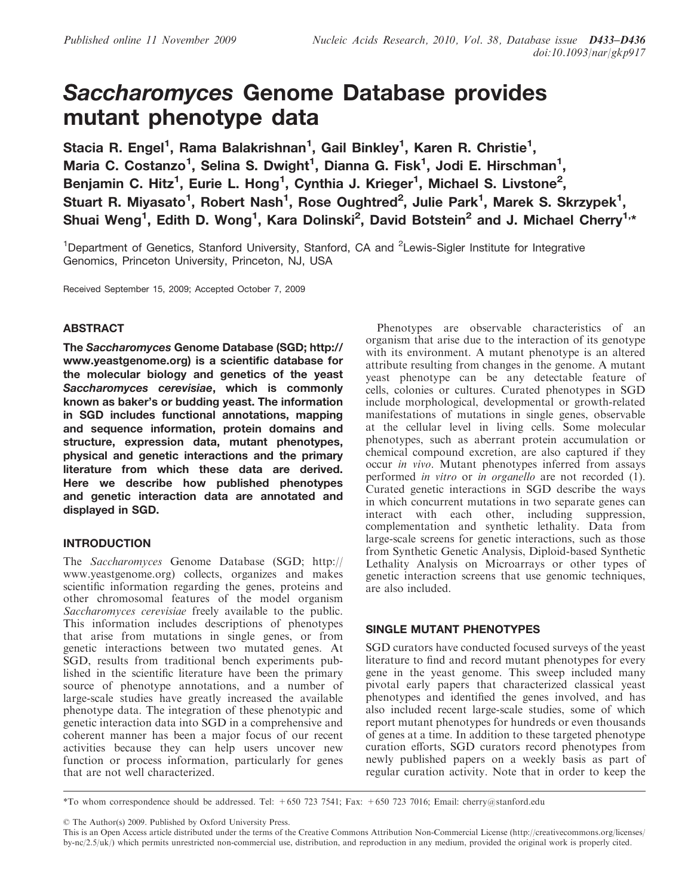# *Saccharomyces* Genome Database provides mutant phenotype data

**Stacia R. Engel[1], Rama Balakrishnan[1], Gail Binkley[1], Karen R. Christie[1], Maria C. Costanzo[1], Selina S. Dwight[1], Dianna G. Fisk[1], Jodi E. Hirschman[1], Benjamin C. Hitz[1], Eurie L. Hong[1], Cynthia J. Krieger[1], Michael S. Livstone[2], Stuart R. Miyasato[1], Robert Nash[1], Rose Oughtred[2], Julie Park[1], Marek S. Skrzypek[1], Shuai Weng[1], Edith D. Wong[1], Kara Dolinski[2], David Botstein[2] and J. Michael Cherry[1,*]**

[1]Department of Genetics, Stanford University, Stanford, CA and [2]Lewis-Sigler Institute for Integrative Genomics, Princeton University, Princeton, NJ, USA

Received September 15, 2009; Accepted October 7, 2009

## ABSTRACT

**The *Saccharomyces* Genome Database (SGD; http://www.yeastgenome.org) is a scientific database for the molecular biology and genetics of the yeast *Saccharomyces cerevisiae*, which is commonly known as baker's or budding yeast. The information in SGD includes functional annotations, mapping and sequence information, protein domains and structure, expression data, mutant phenotypes, physical and genetic interactions and the primary literature from which these data are derived. Here we describe how published phenotypes and genetic interaction data are annotated and displayed in SGD.**

## INTRODUCTION

The *Saccharomyces* Genome Database (SGD; http://www.yeastgenome.org) collects, organizes and makes scientific information regarding the genes, proteins and other chromosomal features of the model organism *Saccharomyces cerevisiae* freely available to the public. This information includes descriptions of phenotypes that arise from mutations in single genes, or from genetic interactions between two mutated genes. At SGD, results from traditional bench experiments published in the scientific literature have been the primary source of phenotype annotations, and a number of large-scale studies have greatly increased the available phenotype data. The integration of these phenotypic and genetic interaction data into SGD in a comprehensive and coherent manner has been a major focus of our recent activities because they can help users uncover new function or process information, particularly for genes that are not well characterized.

Phenotypes are observable characteristics of an organism that arise due to the interaction of its genotype with its environment. A mutant phenotype is an altered attribute resulting from changes in the genome. A mutant yeast phenotype can be any detectable feature of cells, colonies or cultures. Curated phenotypes in SGD include morphological, developmental or growth-related manifestations of mutations in single genes, observable at the cellular level in living cells. Some molecular phenotypes, such as aberrant protein accumulation or chemical compound excretion, are also captured if they occur *in vivo*. Mutant phenotypes inferred from assays performed *in vitro* or *in organello* are not recorded (1). Curated genetic interactions in SGD describe the ways in which concurrent mutations in two separate genes can interact with each other, including suppression, complementation and synthetic lethality. Data from large-scale screens for genetic interactions, such as those from Synthetic Genetic Analysis, Diploid-based Synthetic Lethality Analysis on Microarrays or other types of genetic interaction screens that use genomic techniques, are also included.

## SINGLE MUTANT PHENOTYPES

SGD curators have conducted focused surveys of the yeast literature to find and record mutant phenotypes for every gene in the yeast genome. This sweep included many pivotal early papers that characterized classical yeast phenotypes and identified the genes involved, and has also included recent large-scale studies, some of which report mutant phenotypes for hundreds or even thousands of genes at a time. In addition to these targeted phenotype curation efforts, SGD curators record phenotypes from newly published papers on a weekly basis as part of regular curation activity. Note that in order to keep the

*To whom correspondence should be addressed. Tel: +650 723 7541; Fax: +650 723 7016; Email: cherry@stanford.edu

© The Author(s) 2009. Published by Oxford University Press.

This is an Open Access article distributed under the terms of the Creative Commons Attribution Non-Commercial License (http://creativecommons.org/licenses/by-nc/2.5/uk/) which permits unrestricted non-commercial use, distribution, and reproduction in any medium, provided the original work is properly cited.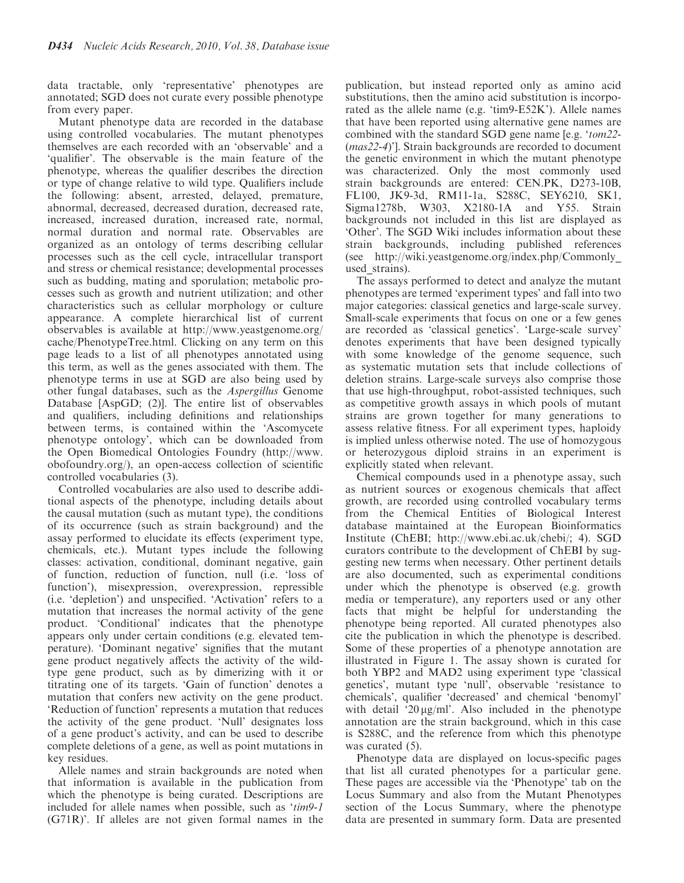data tractable, only 'representative' phenotypes are annotated; SGD does not curate every possible phenotype from every paper.

Mutant phenotype data are recorded in the database using controlled vocabularies. The mutant phenotypes themselves are each recorded with an 'observable' and a 'qualifier'. The observable is the main feature of the phenotype, whereas the qualifier describes the direction or type of change relative to wild type. Qualifiers include the following: absent, arrested, delayed, premature, abnormal, decreased, decreased duration, decreased rate, increased, increased duration, increased rate, normal, normal duration and normal rate. Observables are organized as an ontology of terms describing cellular processes such as the cell cycle, intracellular transport and stress or chemical resistance; developmental processes such as budding, mating and sporulation; metabolic processes such as growth and nutrient utilization; and other characteristics such as cellular morphology or culture appearance. A complete hierarchical list of current observables is available at http://www.yeastgenome.org/cache/PhenotypeTree.html. Clicking on any term on this page leads to a list of all phenotypes annotated using this term, as well as the genes associated with them. The phenotype terms in use at SGD are also being used by other fungal databases, such as the *Aspergillus* Genome Database [AspGD; (2)]. The entire list of observables and qualifiers, including definitions and relationships between terms, is contained within the 'Ascomycete phenotype ontology', which can be downloaded from the Open Biomedical Ontologies Foundry (http://www.obofoundry.org/), an open-access collection of scientific controlled vocabularies (3).

Controlled vocabularies are also used to describe additional aspects of the phenotype, including details about the causal mutation (such as mutant type), the conditions of its occurrence (such as strain background) and the assay performed to elucidate its effects (experiment type, chemicals, etc.). Mutant types include the following classes: activation, conditional, dominant negative, gain of function, reduction of function, null (i.e. 'loss of function'), misexpression, overexpression, repressible (i.e. 'depletion') and unspecified. 'Activation' refers to a mutation that increases the normal activity of the gene product. 'Conditional' indicates that the phenotype appears only under certain conditions (e.g. elevated temperature). 'Dominant negative' signifies that the mutant gene product negatively affects the activity of the wild-type gene product, such as by dimerizing with it or titrating one of its targets. 'Gain of function' denotes a mutation that confers new activity on the gene product. 'Reduction of function' represents a mutation that reduces the activity of the gene product. 'Null' designates loss of a gene product's activity, and can be used to describe complete deletions of a gene, as well as point mutations in key residues.

Allele names and strain backgrounds are noted when that information is available in the publication from which the phenotype is being curated. Descriptions are included for allele names when possible, such as '*tim9-1* (G71R)'. If alleles are not given formal names in the publication, but instead reported only as amino acid substitutions, then the amino acid substitution is incorporated as the allele name (e.g. 'tim9-E52K'). Allele names that have been reported using alternative gene names are combined with the standard SGD gene name [e.g. '*tom22-(mas22-4)*']. Strain backgrounds are recorded to document the genetic environment in which the mutant phenotype was characterized. Only the most commonly used strain backgrounds are entered: CEN.PK, D273-10B, FL100, JK9-3d, RM11-1a, S288C, SEY6210, SK1, Sigma1278b, W303, X2180-1A and Y55. Strain backgrounds not included in this list are displayed as 'Other'. The SGD Wiki includes information about these strain backgrounds, including published references (see http://wiki.yeastgenome.org/index.php/Commonly_used_strains).

The assays performed to detect and analyze the mutant phenotypes are termed 'experiment types' and fall into two major categories: classical genetics and large-scale survey. Small-scale experiments that focus on one or a few genes are recorded as 'classical genetics'. 'Large-scale survey' denotes experiments that have been designed typically with some knowledge of the genome sequence, such as systematic mutation sets that include collections of deletion strains. Large-scale surveys also comprise those that use high-throughput, robot-assisted techniques, such as competitive growth assays in which pools of mutant strains are grown together for many generations to assess relative fitness. For all experiment types, haploidy is implied unless otherwise noted. The use of homozygous or heterozygous diploid strains in an experiment is explicitly stated when relevant.

Chemical compounds used in a phenotype assay, such as nutrient sources or exogenous chemicals that affect growth, are recorded using controlled vocabulary terms from the Chemical Entities of Biological Interest database maintained at the European Bioinformatics Institute (ChEBI; http://www.ebi.ac.uk/chebi/; 4). SGD curators contribute to the development of ChEBI by suggesting new terms when necessary. Other pertinent details are also documented, such as experimental conditions under which the phenotype is observed (e.g. growth media or temperature), any reporters used or any other facts that might be helpful for understanding the phenotype being reported. All curated phenotypes also cite the publication in which the phenotype is described. Some of these properties of a phenotype annotation are illustrated in Figure 1. The assay shown is curated for both YBP2 and MAD2 using experiment type 'classical genetics', mutant type 'null', observable 'resistance to chemicals', qualifier 'decreased' and chemical 'benomyl' with detail '20 μg/ml'. Also included in the phenotype annotation are the strain background, which in this case is S288C, and the reference from which this phenotype was curated (5).

Phenotype data are displayed on locus-specific pages that list all curated phenotypes for a particular gene. These pages are accessible via the 'Phenotype' tab on the Locus Summary and also from the Mutant Phenotypes section of the Locus Summary, where the phenotype data are presented in summary form. Data are presented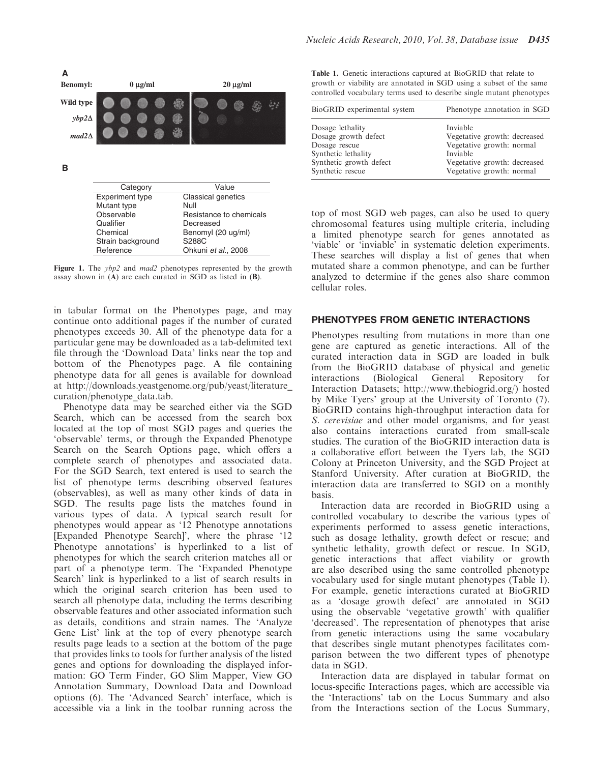**A**

Benomyl: 0 μg/ml 20 μg/ml

Wild type

*ybp2*Δ

*mad2*Δ

**B**

| Category | Value |
|---|---|
| Experiment type | Classical genetics |
| Mutant type | Null |
| Observable | Resistance to chemicals |
| Qualifier | Decreased |
| Chemical | Benomyl (20 ug/ml) |
| Strain background | S288C |
| Reference | Ohkuni *et al.*, 2008 |

**Figure 1.** The *ybp2* and *mad2* phenotypes represented by the growth assay shown in (**A**) are each curated in SGD as listed in (**B**).

in tabular format on the Phenotypes page, and may continue onto additional pages if the number of curated phenotypes exceeds 30. All of the phenotype data for a particular gene may be downloaded as a tab-delimited text file through the 'Download Data' links near the top and bottom of the Phenotypes page. A file containing phenotype data for all genes is available for download at http://downloads.yeastgenome.org/pub/yeast/literature_curation/phenotype_data.tab.

Phenotype data may be searched either via the SGD Search, which can be accessed from the search box located at the top of most SGD pages and queries the 'observable' terms, or through the Expanded Phenotype Search on the Search Options page, which offers a complete search of phenotypes and associated data. For the SGD Search, text entered is used to search the list of phenotype terms describing observed features (observables), as well as many other kinds of data in SGD. The results page lists the matches found in various types of data. A typical search result for phenotypes would appear as '12 Phenotype annotations [Expanded Phenotype Search]', where the phrase '12 Phenotype annotations' is hyperlinked to a list of phenotypes for which the search criterion matches all or part of a phenotype term. The 'Expanded Phenotype Search' link is hyperlinked to a list of search results in which the original search criterion has been used to search all phenotype data, including the terms describing observable features and other associated information such as details, conditions and strain names. The 'Analyze Gene List' link at the top of every phenotype search results page leads to a section at the bottom of the page that provides links to tools for further analysis of the listed genes and options for downloading the displayed information: GO Term Finder, GO Slim Mapper, View GO Annotation Summary, Download Data and Download options (6). The 'Advanced Search' interface, which is accessible via a link in the toolbar running across the top of most SGD web pages, can also be used to query chromosomal features using multiple criteria, including a limited phenotype search for genes annotated as 'viable' or 'inviable' in systematic deletion experiments. These searches will display a list of genes that when mutated share a common phenotype, and can be further analyzed to determine if the genes also share common cellular roles.

**Table 1.** Genetic interactions captured at BioGRID that relate to growth or viability are annotated in SGD using a subset of the same controlled vocabulary terms used to describe single mutant phenotypes

| BioGRID experimental system | Phenotype annotation in SGD |
|---|---|
| Dosage lethality | Inviable |
| Dosage growth defect | Vegetative growth: decreased |
| Dosage rescue | Vegetative growth: normal |
| Synthetic lethality | Inviable |
| Synthetic growth defect | Vegetative growth: decreased |
| Synthetic rescue | Vegetative growth: normal |

## PHENOTYPES FROM GENETIC INTERACTIONS

Phenotypes resulting from mutations in more than one gene are captured as genetic interactions. All of the curated interaction data in SGD are loaded in bulk from the BioGRID database of physical and genetic interactions (Biological General Repository for Interaction Datasets; http://www.thebiogrid.org/) hosted by Mike Tyers' group at the University of Toronto (7). BioGRID contains high-throughput interaction data for *S. cerevisiae* and other model organisms, and for yeast also contains interactions curated from small-scale studies. The curation of the BioGRID interaction data is a collaborative effort between the Tyers lab, the SGD Colony at Princeton University, and the SGD Project at Stanford University. After curation at BioGRID, the interaction data are transferred to SGD on a monthly basis.

Interaction data are recorded in BioGRID using a controlled vocabulary to describe the various types of experiments performed to assess genetic interactions, such as dosage lethality, growth defect or rescue; and synthetic lethality, growth defect or rescue. In SGD, genetic interactions that affect viability or growth are also described using the same controlled phenotype vocabulary used for single mutant phenotypes (Table 1). For example, genetic interactions curated at BioGRID as a 'dosage growth defect' are annotated in SGD using the observable 'vegetative growth' with qualifier 'decreased'. The representation of phenotypes that arise from genetic interactions using the same vocabulary that describes single mutant phenotypes facilitates comparison between the two different types of phenotype data in SGD.

Interaction data are displayed in tabular format on locus-specific Interactions pages, which are accessible via the 'Interactions' tab on the Locus Summary and also from the Interactions section of the Locus Summary,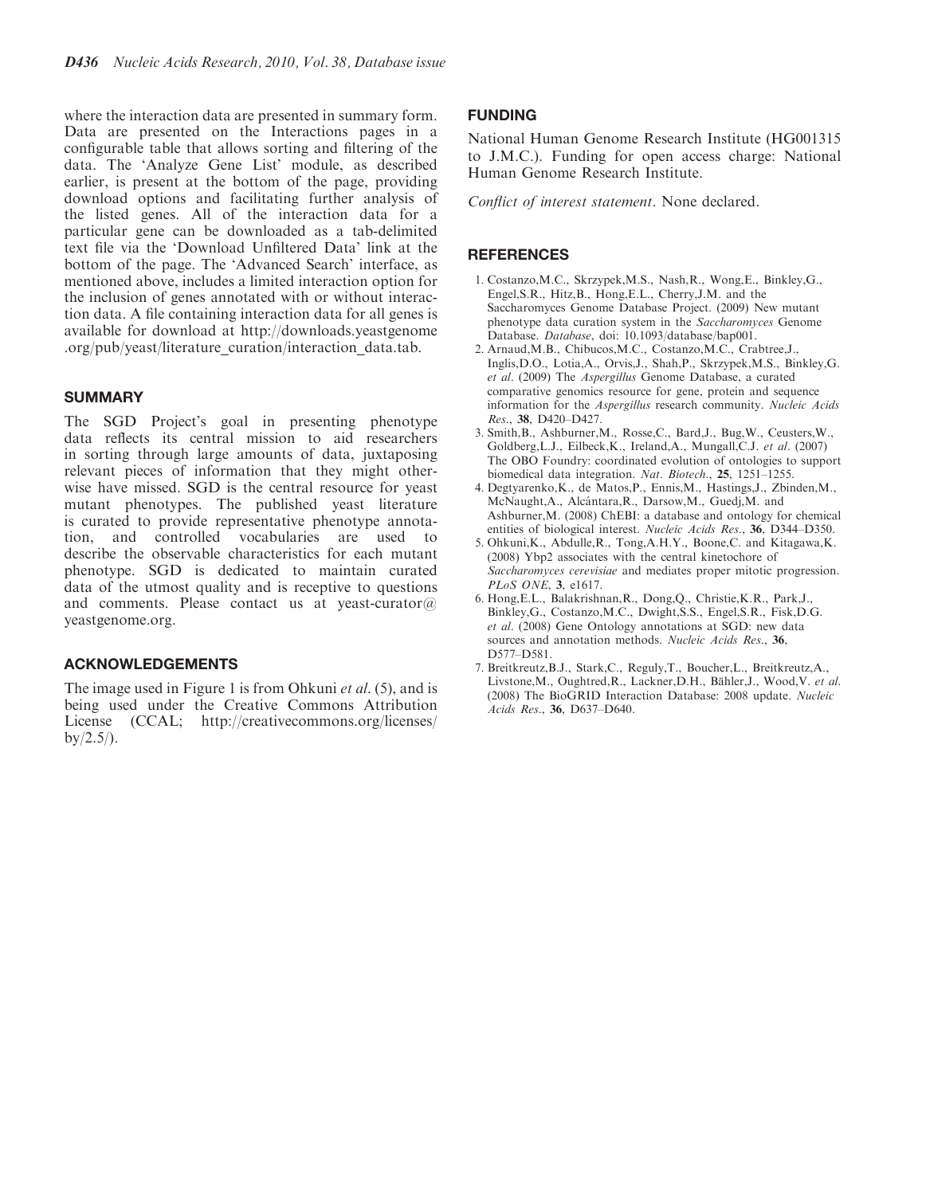where the interaction data are presented in summary form. Data are presented on the Interactions pages in a configurable table that allows sorting and filtering of the data. The 'Analyze Gene List' module, as described earlier, is present at the bottom of the page, providing download options and facilitating further analysis of the listed genes. All of the interaction data for a particular gene can be downloaded as a tab-delimited text file via the 'Download Unfiltered Data' link at the bottom of the page. The 'Advanced Search' interface, as mentioned above, includes a limited interaction option for the inclusion of genes annotated with or without interaction data. A file containing interaction data for all genes is available for download at http://downloads.yeastgenome.org/pub/yeast/literature_curation/interaction_data.tab.

## SUMMARY

The SGD Project's goal in presenting phenotype data reflects its central mission to aid researchers in sorting through large amounts of data, juxtaposing relevant pieces of information that they might otherwise have missed. SGD is the central resource for yeast mutant phenotypes. The published yeast literature is curated to provide representative phenotype annotation, and controlled vocabularies are used to describe the observable characteristics for each mutant phenotype. SGD is dedicated to maintain curated data of the utmost quality and is receptive to questions and comments. Please contact us at yeast-curator@yeastgenome.org.

## ACKNOWLEDGEMENTS

The image used in Figure 1 is from Ohkuni *et al.* (5), and is being used under the Creative Commons Attribution License (CCAL; http://creativecommons.org/licenses/by/2.5/).

## FUNDING

National Human Genome Research Institute (HG001315 to J.M.C.). Funding for open access charge: National Human Genome Research Institute.

*Conflict of interest statement*. None declared.

## REFERENCES

1. Costanzo,M.C., Skrzypek,M.S., Nash,R., Wong,E., Binkley,G., Engel,S.R., Hitz,B., Hong,E.L., Cherry,J.M. and the Saccharomyces Genome Database Project. (2009) New mutant phenotype data curation system in the *Saccharomyces* Genome Database. *Database*, doi: 10.1093/database/bap001.
2. Arnaud,M.B., Chibucos,M.C., Costanzo,M.C., Crabtree,J., Inglis,D.O., Lotia,A., Orvis,J., Shah,P., Skrzypek,M.S., Binkley,G. *et al.* (2009) The *Aspergillus* Genome Database, a curated comparative genomics resource for gene, protein and sequence information for the *Aspergillus* research community. *Nucleic Acids Res.*, **38**, D420–D427.
3. Smith,B., Ashburner,M., Rosse,C., Bard,J., Bug,W., Ceusters,W., Goldberg,L.J., Eilbeck,K., Ireland,A., Mungall,C.J. *et al.* (2007) The OBO Foundry: coordinated evolution of ontologies to support biomedical data integration. *Nat. Biotech.*, **25**, 1251–1255.
4. Degtyarenko,K., de Matos,P., Ennis,M., Hastings,J., Zbinden,M., McNaught,A., Alcántara,R., Darsow,M., Guedj,M. and Ashburner,M. (2008) ChEBI: a database and ontology for chemical entities of biological interest. *Nucleic Acids Res.*, **36**, D344–D350.
5. Ohkuni,K., Abdulle,R., Tong,A.H.Y., Boone,C. and Kitagawa,K. (2008) Ybp2 associates with the central kinetochore of *Saccharomyces cerevisiae* and mediates proper mitotic progression. *PLoS ONE*, **3**, e1617.
6. Hong,E.L., Balakrishnan,R., Dong,Q., Christie,K.R., Park,J., Binkley,G., Costanzo,M.C., Dwight,S.S., Engel,S.R., Fisk,D.G. *et al.* (2008) Gene Ontology annotations at SGD: new data sources and annotation methods. *Nucleic Acids Res.*, **36**, D577–D581.
7. Breitkreutz,B.J., Stark,C., Reguly,T., Boucher,L., Breitkreutz,A., Livstone,M., Oughtred,R., Lackner,D.H., Bähler,J., Wood,V. *et al.* (2008) The BioGRID Interaction Database: 2008 update. *Nucleic Acids Res.*, **36**, D637–D640.